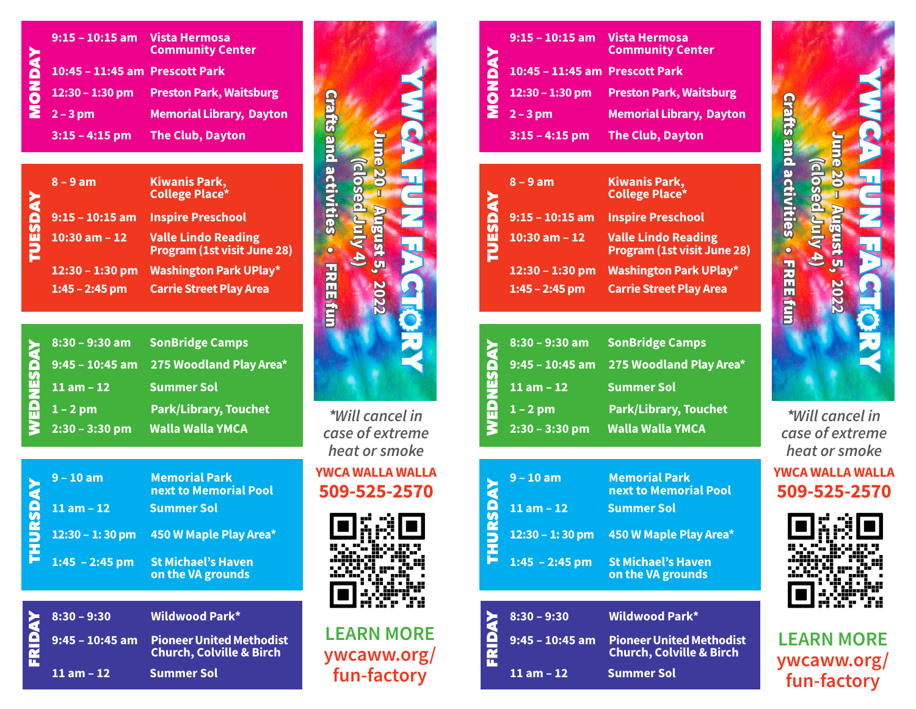# YWCA FUN FACTORY

**June 20 – August 5, 2022**
(closed July 4)

Crafts and activities • FREE fun

## MONDAY

| Time | Location |
|---|---|
| 9:15 – 10:15 am | Vista Hermosa Community Center |
| 10:45 – 11:45 am | Prescott Park |
| 12:30 – 1:30 pm | Preston Park, Waitsburg |
| 2 – 3 pm | Memorial Library, Dayton |
| 3:15 – 4:15 pm | The Club, Dayton |

## TUESDAY

| Time | Location |
|---|---|
| 8 – 9 am | Kiwanis Park, College Place* |
| 9:15 – 10:15 am | Inspire Preschool |
| 10:30 am – 12 | Valle Lindo Reading Program (1st visit June 28) |
| 12:30 – 1:30 pm | Washington Park UPlay* |
| 1:45 – 2:45 pm | Carrie Street Play Area |

## WEDNESDAY

| Time | Location |
|---|---|
| 8:30 – 9:30 am | SonBridge Camps |
| 9:45 – 10:45 am | 275 Woodland Play Area* |
| 11 am – 12 | Summer Sol |
| 1 – 2 pm | Park/Library, Touchet |
| 2:30 – 3:30 pm | Walla Walla YMCA |

## THURSDAY

| Time | Location |
|---|---|
| 9 – 10 am | Memorial Park next to Memorial Pool |
| 11 am – 12 | Summer Sol |
| 12:30 – 1: 30 pm | 450 W Maple Play Area* |
| 1:45 – 2:45 pm | St Michael's Haven on the VA grounds |

## FRIDAY

| Time | Location |
|---|---|
| 8:30 – 9:30 | Wildwood Park* |
| 9:45 – 10:45 am | Pioneer United Methodist Church, Colville & Birch |
| 11 am – 12 | Summer Sol |

*\*Will cancel in case of extreme heat or smoke*

**YWCA WALLA WALLA**
**509-525-2570**

LEARN MORE
ywcaww.org/fun-factory

---

# YWCA FUN FACTORY

**June 20 – August 5, 2022**
(closed July 4)

Crafts and activities • FREE fun

## MONDAY

| Time | Location |
|---|---|
| 9:15 – 10:15 am | Vista Hermosa Community Center |
| 10:45 – 11:45 am | Prescott Park |
| 12:30 – 1:30 pm | Preston Park, Waitsburg |
| 2 – 3 pm | Memorial Library, Dayton |
| 3:15 – 4:15 pm | The Club, Dayton |

## TUESDAY

| Time | Location |
|---|---|
| 8 – 9 am | Kiwanis Park, College Place* |
| 9:15 – 10:15 am | Inspire Preschool |
| 10:30 am – 12 | Valle Lindo Reading Program (1st visit June 28) |
| 12:30 – 1:30 pm | Washington Park UPlay* |
| 1:45 – 2:45 pm | Carrie Street Play Area |

## WEDNESDAY

| Time | Location |
|---|---|
| 8:30 – 9:30 am | SonBridge Camps |
| 9:45 – 10:45 am | 275 Woodland Play Area* |
| 11 am – 12 | Summer Sol |
| 1 – 2 pm | Park/Library, Touchet |
| 2:30 – 3:30 pm | Walla Walla YMCA |

## THURSDAY

| Time | Location |
|---|---|
| 9 – 10 am | Memorial Park next to Memorial Pool |
| 11 am – 12 | Summer Sol |
| 12:30 – 1: 30 pm | 450 W Maple Play Area* |
| 1:45 – 2:45 pm | St Michael's Haven on the VA grounds |

## FRIDAY

| Time | Location |
|---|---|
| 8:30 – 9:30 | Wildwood Park* |
| 9:45 – 10:45 am | Pioneer United Methodist Church, Colville & Birch |
| 11 am – 12 | Summer Sol |

*\*Will cancel in case of extreme heat or smoke*

**YWCA WALLA WALLA**
**509-525-2570**

LEARN MORE
ywcaww.org/fun-factory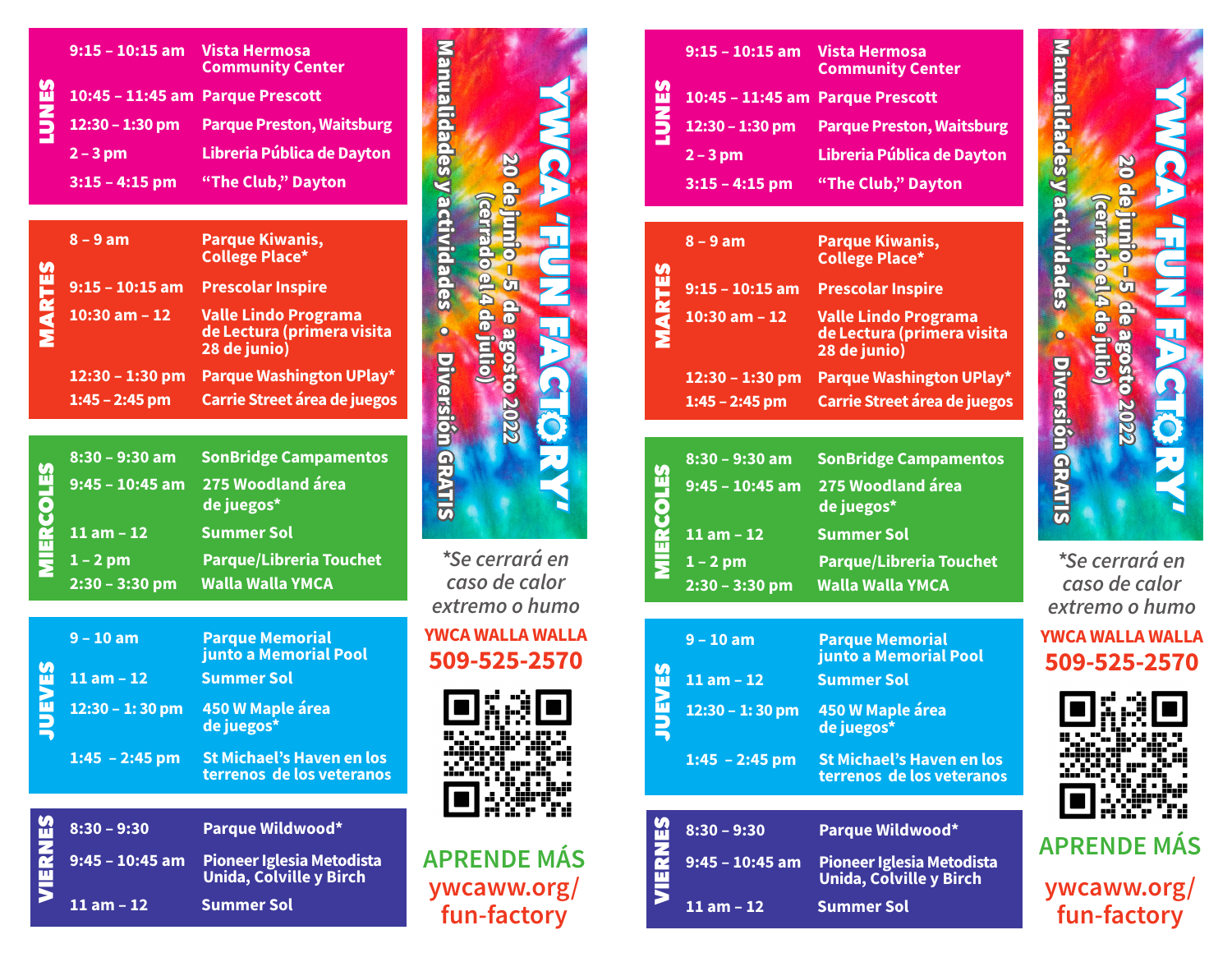## YWCA 'FUN FACTORY'

20 de junio – 5 de agosto 2022

(cerrado el 4 de julio)

Manualidades y actividades • Diversión GRATIS

### LUNES

| | |
|---|---|
| 9:15 – 10:15 am | Vista Hermosa Community Center |
| 10:45 – 11:45 am | Parque Prescott |
| 12:30 – 1:30 pm | Parque Preston, Waitsburg |
| 2 – 3 pm | Libreria Pública de Dayton |
| 3:15 – 4:15 pm | "The Club," Dayton |

### MARTES

| | |
|---|---|
| 8 – 9 am | Parque Kiwanis, College Place* |
| 9:15 – 10:15 am | Prescolar Inspire |
| 10:30 am – 12 | Valle Lindo Programa de Lectura (primera visita 28 de junio) |
| 12:30 – 1:30 pm | Parque Washington UPlay* |
| 1:45 – 2:45 pm | Carrie Street área de juegos |

### MIERCOLES

| | |
|---|---|
| 8:30 – 9:30 am | SonBridge Campamentos |
| 9:45 – 10:45 am | 275 Woodland área de juegos* |
| 11 am – 12 | Summer Sol |
| 1 – 2 pm | Parque/Libreria Touchet |
| 2:30 – 3:30 pm | Walla Walla YMCA |

### JUEVES

| | |
|---|---|
| 9 – 10 am | Parque Memorial junto a Memorial Pool |
| 11 am – 12 | Summer Sol |
| 12:30 – 1: 30 pm | 450 W Maple área de juegos* |
| 1:45 – 2:45 pm | St Michael's Haven en los terrenos de los veteranos |

### VIERNES

| | |
|---|---|
| 8:30 – 9:30 | Parque Wildwood* |
| 9:45 – 10:45 am | Pioneer Iglesia Metodista Unida, Colville y Birch |
| 11 am – 12 | Summer Sol |

*\*Se cerrará en caso de calor extremo o humo*

**YWCA WALLA WALLA**

**509-525-2570**

APRENDE MÁS

ywcaww.org/fun-factory